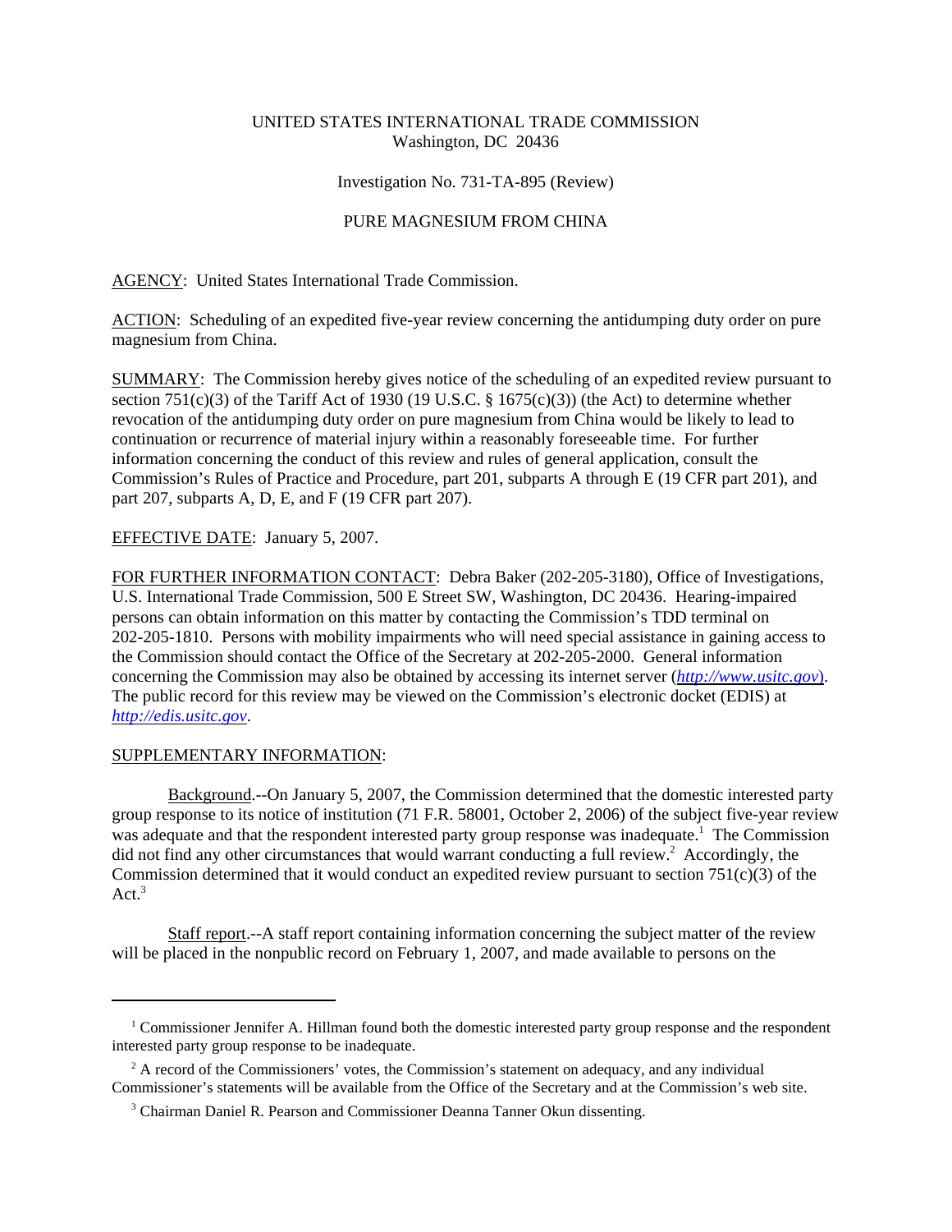UNITED STATES INTERNATIONAL TRADE COMMISSION
Washington, DC 20436

Investigation No. 731-TA-895 (Review)

PURE MAGNESIUM FROM CHINA

AGENCY: United States International Trade Commission.

ACTION: Scheduling of an expedited five-year review concerning the antidumping duty order on pure magnesium from China.

SUMMARY: The Commission hereby gives notice of the scheduling of an expedited review pursuant to section 751(c)(3) of the Tariff Act of 1930 (19 U.S.C. § 1675(c)(3)) (the Act) to determine whether revocation of the antidumping duty order on pure magnesium from China would be likely to lead to continuation or recurrence of material injury within a reasonably foreseeable time. For further information concerning the conduct of this review and rules of general application, consult the Commission's Rules of Practice and Procedure, part 201, subparts A through E (19 CFR part 201), and part 207, subparts A, D, E, and F (19 CFR part 207).

EFFECTIVE DATE: January 5, 2007.

FOR FURTHER INFORMATION CONTACT: Debra Baker (202-205-3180), Office of Investigations, U.S. International Trade Commission, 500 E Street SW, Washington, DC 20436. Hearing-impaired persons can obtain information on this matter by contacting the Commission's TDD terminal on 202-205-1810. Persons with mobility impairments who will need special assistance in gaining access to the Commission should contact the Office of the Secretary at 202-205-2000. General information concerning the Commission may also be obtained by accessing its internet server (*http://www.usitc.gov*). The public record for this review may be viewed on the Commission's electronic docket (EDIS) at *http://edis.usitc.gov*.

SUPPLEMENTARY INFORMATION:

Background.--On January 5, 2007, the Commission determined that the domestic interested party group response to its notice of institution (71 F.R. 58001, October 2, 2006) of the subject five-year review was adequate and that the respondent interested party group response was inadequate.[1] The Commission did not find any other circumstances that would warrant conducting a full review.[2] Accordingly, the Commission determined that it would conduct an expedited review pursuant to section 751(c)(3) of the Act.[3]

Staff report.--A staff report containing information concerning the subject matter of the review will be placed in the nonpublic record on February 1, 2007, and made available to persons on the

---

[1] Commissioner Jennifer A. Hillman found both the domestic interested party group response and the respondent interested party group response to be inadequate.

[2] A record of the Commissioners' votes, the Commission's statement on adequacy, and any individual Commissioner's statements will be available from the Office of the Secretary and at the Commission's web site.

[3] Chairman Daniel R. Pearson and Commissioner Deanna Tanner Okun dissenting.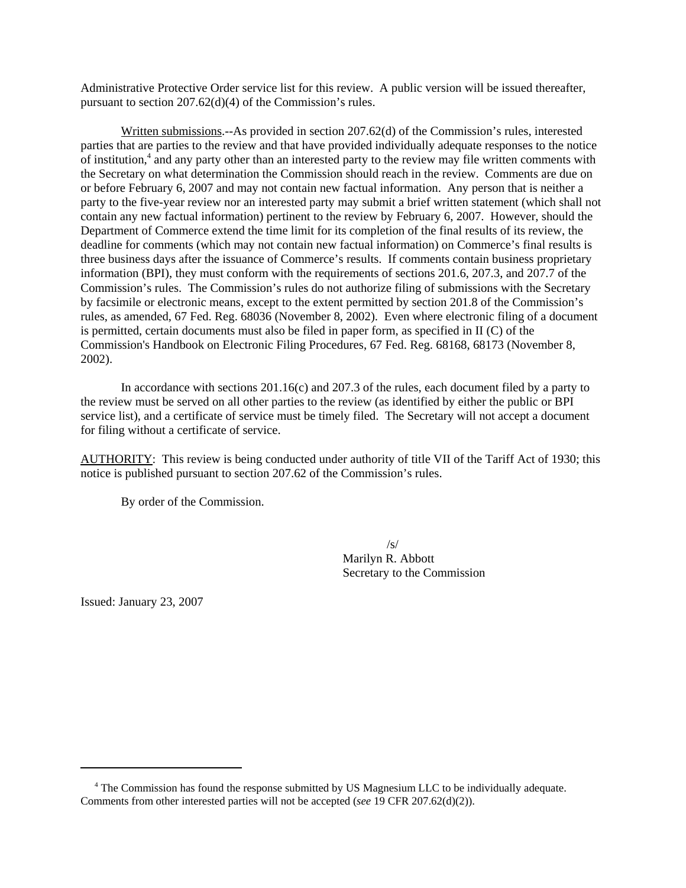Administrative Protective Order service list for this review. A public version will be issued thereafter, pursuant to section 207.62(d)(4) of the Commission's rules.

Written submissions.--As provided in section 207.62(d) of the Commission's rules, interested parties that are parties to the review and that have provided individually adequate responses to the notice of institution,[4] and any party other than an interested party to the review may file written comments with the Secretary on what determination the Commission should reach in the review. Comments are due on or before February 6, 2007 and may not contain new factual information. Any person that is neither a party to the five-year review nor an interested party may submit a brief written statement (which shall not contain any new factual information) pertinent to the review by February 6, 2007. However, should the Department of Commerce extend the time limit for its completion of the final results of its review, the deadline for comments (which may not contain new factual information) on Commerce's final results is three business days after the issuance of Commerce's results. If comments contain business proprietary information (BPI), they must conform with the requirements of sections 201.6, 207.3, and 207.7 of the Commission's rules. The Commission's rules do not authorize filing of submissions with the Secretary by facsimile or electronic means, except to the extent permitted by section 201.8 of the Commission's rules, as amended, 67 Fed. Reg. 68036 (November 8, 2002). Even where electronic filing of a document is permitted, certain documents must also be filed in paper form, as specified in II (C) of the Commission's Handbook on Electronic Filing Procedures, 67 Fed. Reg. 68168, 68173 (November 8, 2002).

In accordance with sections 201.16(c) and 207.3 of the rules, each document filed by a party to the review must be served on all other parties to the review (as identified by either the public or BPI service list), and a certificate of service must be timely filed. The Secretary will not accept a document for filing without a certificate of service.

AUTHORITY: This review is being conducted under authority of title VII of the Tariff Act of 1930; this notice is published pursuant to section 207.62 of the Commission's rules.

By order of the Commission.

/s/
Marilyn R. Abbott
Secretary to the Commission

Issued: January 23, 2007

---

[4] The Commission has found the response submitted by US Magnesium LLC to be individually adequate. Comments from other interested parties will not be accepted (*see* 19 CFR 207.62(d)(2)).